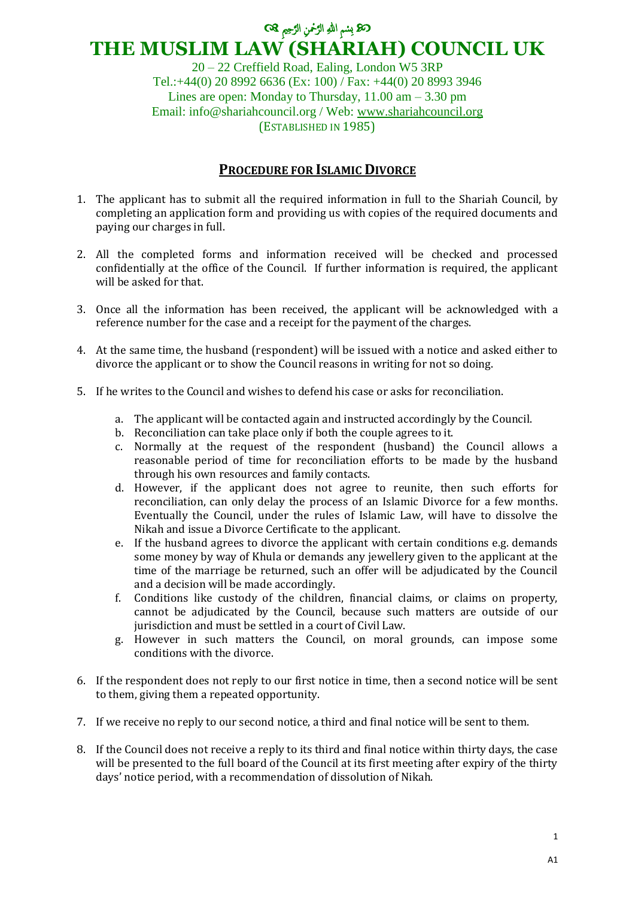بِسْمِ اللهِ الرَّحْمٰنِ الرَّحِيمِ

# THE MUSLIM LAW (SHARIAH) COUNCIL UK

20 – 22 Creffield Road, Ealing, London W5 3RP
Tel.:+44(0) 20 8992 6636 (Ex: 100) / Fax: +44(0) 20 8993 3946
Lines are open: Monday to Thursday, 11.00 am – 3.30 pm
Email: info@shariahcouncil.org / Web: www.shariahcouncil.org
(ESTABLISHED IN 1985)

## PROCEDURE FOR ISLAMIC DIVORCE

1. The applicant has to submit all the required information in full to the Shariah Council, by completing an application form and providing us with copies of the required documents and paying our charges in full.

2. All the completed forms and information received will be checked and processed confidentially at the office of the Council. If further information is required, the applicant will be asked for that.

3. Once all the information has been received, the applicant will be acknowledged with a reference number for the case and a receipt for the payment of the charges.

4. At the same time, the husband (respondent) will be issued with a notice and asked either to divorce the applicant or to show the Council reasons in writing for not so doing.

5. If he writes to the Council and wishes to defend his case or asks for reconciliation.

   a. The applicant will be contacted again and instructed accordingly by the Council.
   b. Reconciliation can take place only if both the couple agrees to it.
   c. Normally at the request of the respondent (husband) the Council allows a reasonable period of time for reconciliation efforts to be made by the husband through his own resources and family contacts.
   d. However, if the applicant does not agree to reunite, then such efforts for reconciliation, can only delay the process of an Islamic Divorce for a few months. Eventually the Council, under the rules of Islamic Law, will have to dissolve the Nikah and issue a Divorce Certificate to the applicant.
   e. If the husband agrees to divorce the applicant with certain conditions e.g. demands some money by way of Khula or demands any jewellery given to the applicant at the time of the marriage be returned, such an offer will be adjudicated by the Council and a decision will be made accordingly.
   f. Conditions like custody of the children, financial claims, or claims on property, cannot be adjudicated by the Council, because such matters are outside of our jurisdiction and must be settled in a court of Civil Law.
   g. However in such matters the Council, on moral grounds, can impose some conditions with the divorce.

6. If the respondent does not reply to our first notice in time, then a second notice will be sent to them, giving them a repeated opportunity.

7. If we receive no reply to our second notice, a third and final notice will be sent to them.

8. If the Council does not receive a reply to its third and final notice within thirty days, the case will be presented to the full board of the Council at its first meeting after expiry of the thirty days' notice period, with a recommendation of dissolution of Nikah.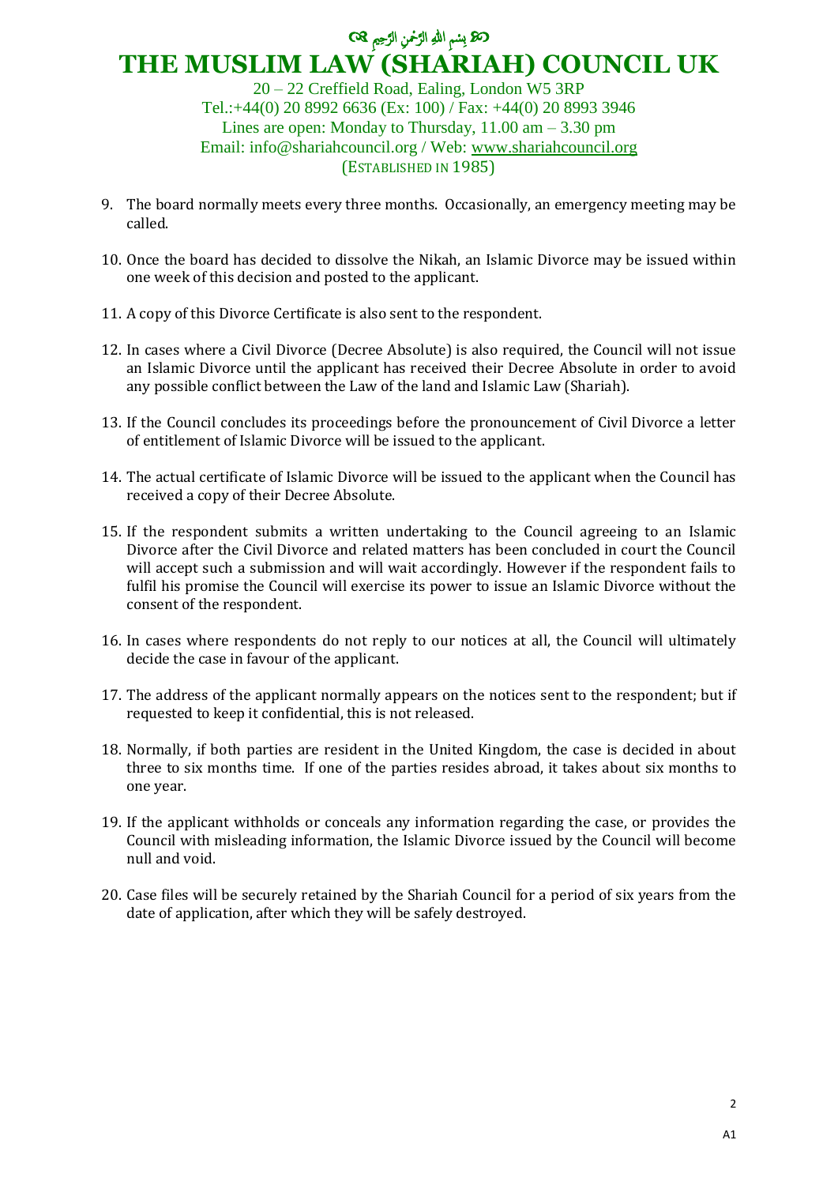9. The board normally meets every three months. Occasionally, an emergency meeting may be called.

10. Once the board has decided to dissolve the Nikah, an Islamic Divorce may be issued within one week of this decision and posted to the applicant.

11. A copy of this Divorce Certificate is also sent to the respondent.

12. In cases where a Civil Divorce (Decree Absolute) is also required, the Council will not issue an Islamic Divorce until the applicant has received their Decree Absolute in order to avoid any possible conflict between the Law of the land and Islamic Law (Shariah).

13. If the Council concludes its proceedings before the pronouncement of Civil Divorce a letter of entitlement of Islamic Divorce will be issued to the applicant.

14. The actual certificate of Islamic Divorce will be issued to the applicant when the Council has received a copy of their Decree Absolute.

15. If the respondent submits a written undertaking to the Council agreeing to an Islamic Divorce after the Civil Divorce and related matters has been concluded in court the Council will accept such a submission and will wait accordingly. However if the respondent fails to fulfil his promise the Council will exercise its power to issue an Islamic Divorce without the consent of the respondent.

16. In cases where respondents do not reply to our notices at all, the Council will ultimately decide the case in favour of the applicant.

17. The address of the applicant normally appears on the notices sent to the respondent; but if requested to keep it confidential, this is not released.

18. Normally, if both parties are resident in the United Kingdom, the case is decided in about three to six months time. If one of the parties resides abroad, it takes about six months to one year.

19. If the applicant withholds or conceals any information regarding the case, or provides the Council with misleading information, the Islamic Divorce issued by the Council will become null and void.

20. Case files will be securely retained by the Shariah Council for a period of six years from the date of application, after which they will be safely destroyed.

A1